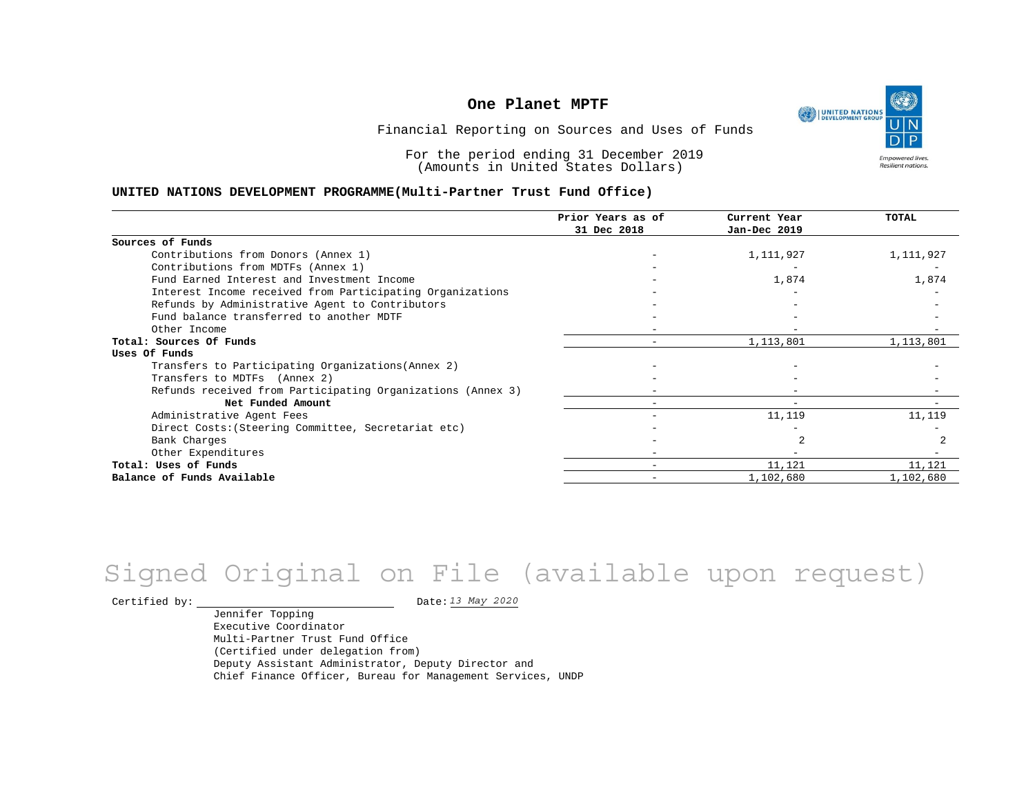# One Planet MPTF

Financial Reporting on Sources and Uses of Funds

For the period ending 31 December 2019
(Amounts in United States Dollars)

**UNITED NATIONS DEVELOPMENT PROGRAMME(Multi-Partner Trust Fund Office)**

| | Prior Years as of 31 Dec 2018 | Current Year Jan-Dec 2019 | TOTAL |
|---|---|---|---|
| **Sources of Funds** | | | |
| Contributions from Donors (Annex 1) | - | 1,111,927 | 1,111,927 |
| Contributions from MDTFs (Annex 1) | - | - | - |
| Fund Earned Interest and Investment Income | - | 1,874 | 1,874 |
| Interest Income received from Participating Organizations | - | - | - |
| Refunds by Administrative Agent to Contributors | - | - | - |
| Fund balance transferred to another MDTF | - | - | - |
| Other Income | - | - | - |
| **Total: Sources Of Funds** | - | 1,113,801 | 1,113,801 |
| **Uses Of Funds** | | | |
| Transfers to Participating Organizations(Annex 2) | - | - | - |
| Transfers to MDTFs (Annex 2) | - | - | - |
| Refunds received from Participating Organizations (Annex 3) | - | - | - |
| **Net Funded Amount** | - | - | - |
| Administrative Agent Fees | - | 11,119 | 11,119 |
| Direct Costs:(Steering Committee, Secretariat etc) | - | - | - |
| Bank Charges | - | 2 | 2 |
| Other Expenditures | - | - | - |
| **Total: Uses of Funds** | - | 11,121 | 11,121 |
| **Balance of Funds Available** | - | 1,102,680 | 1,102,680 |

Signed Original on File (available upon request)

Certified by: ______________________ Date: *13 May 2020*

Jennifer Topping
Executive Coordinator
Multi-Partner Trust Fund Office
(Certified under delegation from)
Deputy Assistant Administrator, Deputy Director and
Chief Finance Officer, Bureau for Management Services, UNDP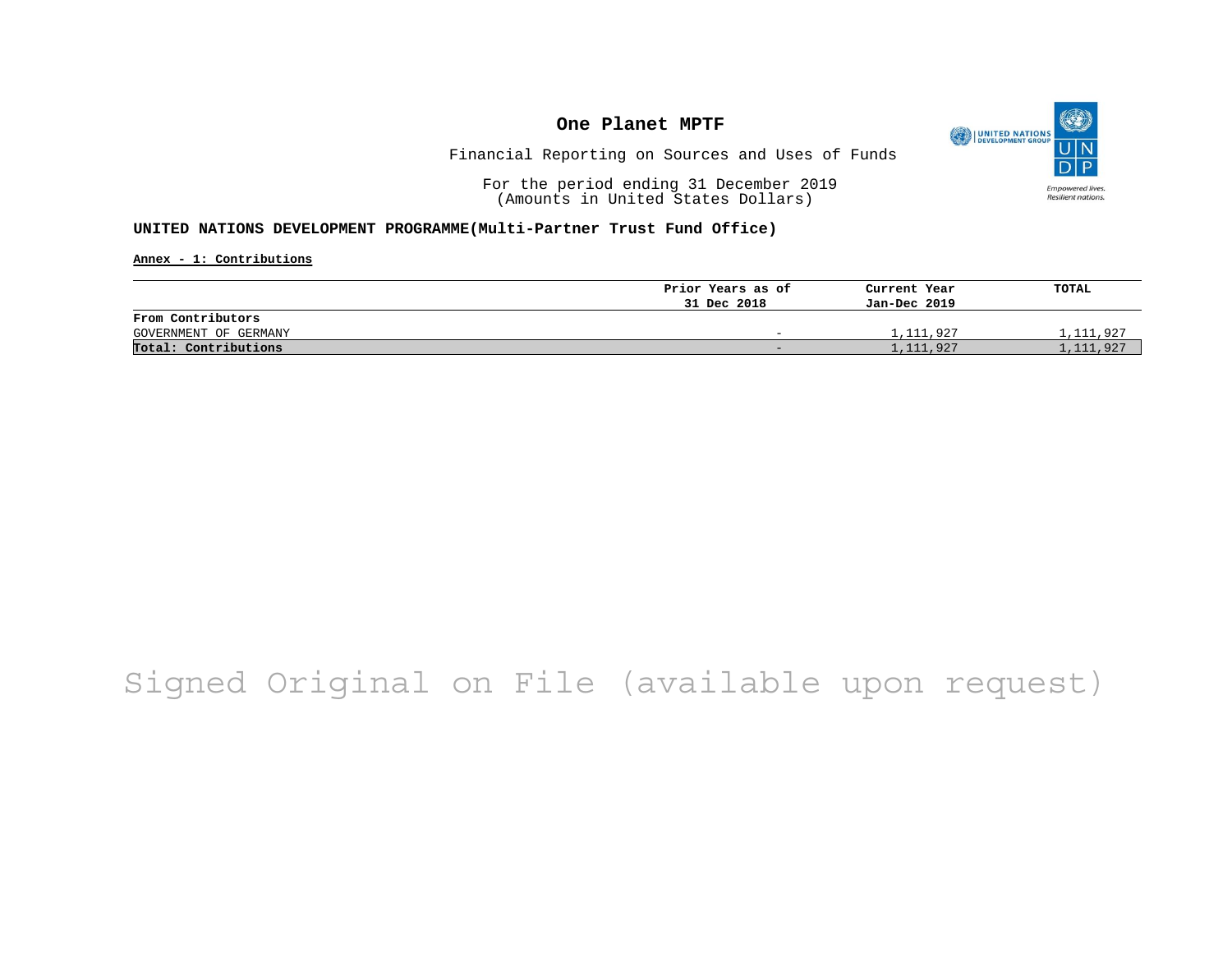# One Planet MPTF

Financial Reporting on Sources and Uses of Funds

For the period ending 31 December 2019
(Amounts in United States Dollars)

**UNITED NATIONS DEVELOPMENT PROGRAMME(Multi-Partner Trust Fund Office)**

**Annex - 1: Contributions**

| | Prior Years as of 31 Dec 2018 | Current Year Jan-Dec 2019 | TOTAL |
|---|---|---|---|
| **From Contributors** | | | |
| GOVERNMENT OF GERMANY | - | 1,111,927 | 1,111,927 |
| **Total: Contributions** | - | 1,111,927 | 1,111,927 |

Signed Original on File (available upon request)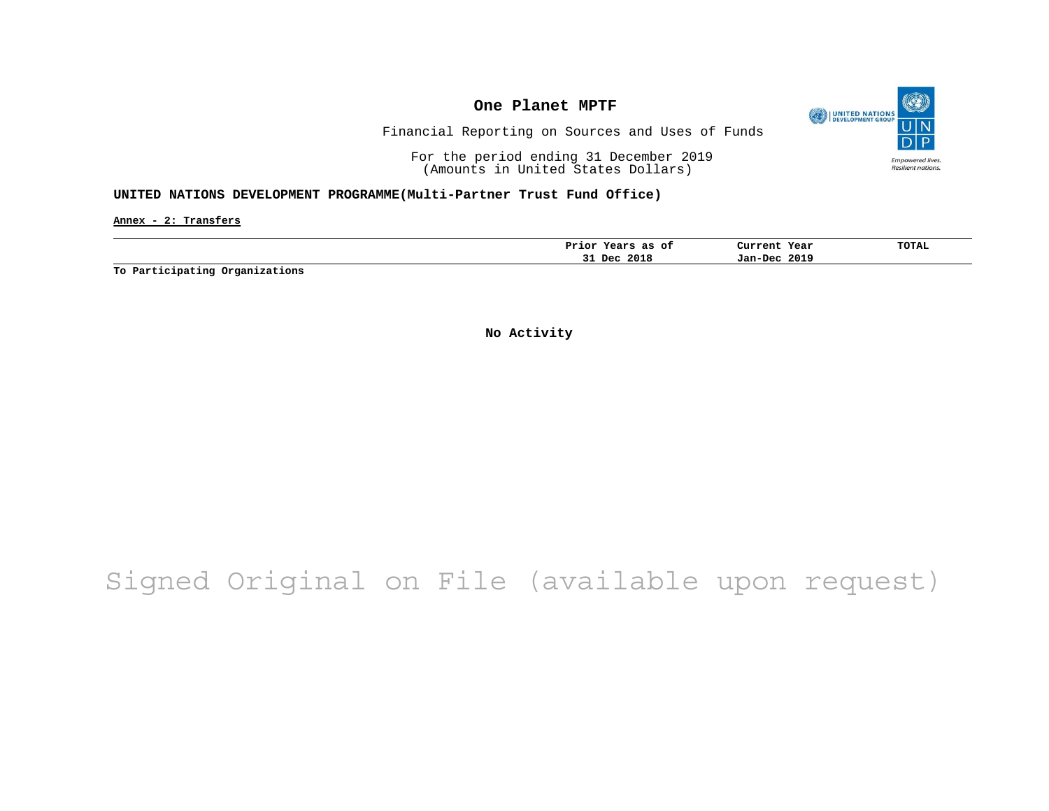# One Planet MPTF

Financial Reporting on Sources and Uses of Funds

For the period ending 31 December 2019
(Amounts in United States Dollars)

**UNITED NATIONS DEVELOPMENT PROGRAMME(Multi-Partner Trust Fund Office)**

**Annex - 2: Transfers**

| | Prior Years as of 31 Dec 2018 | Current Year Jan-Dec 2019 | TOTAL |
|---|---|---|---|
| **To Participating Organizations** | | | |

**No Activity**

Signed Original on File (available upon request)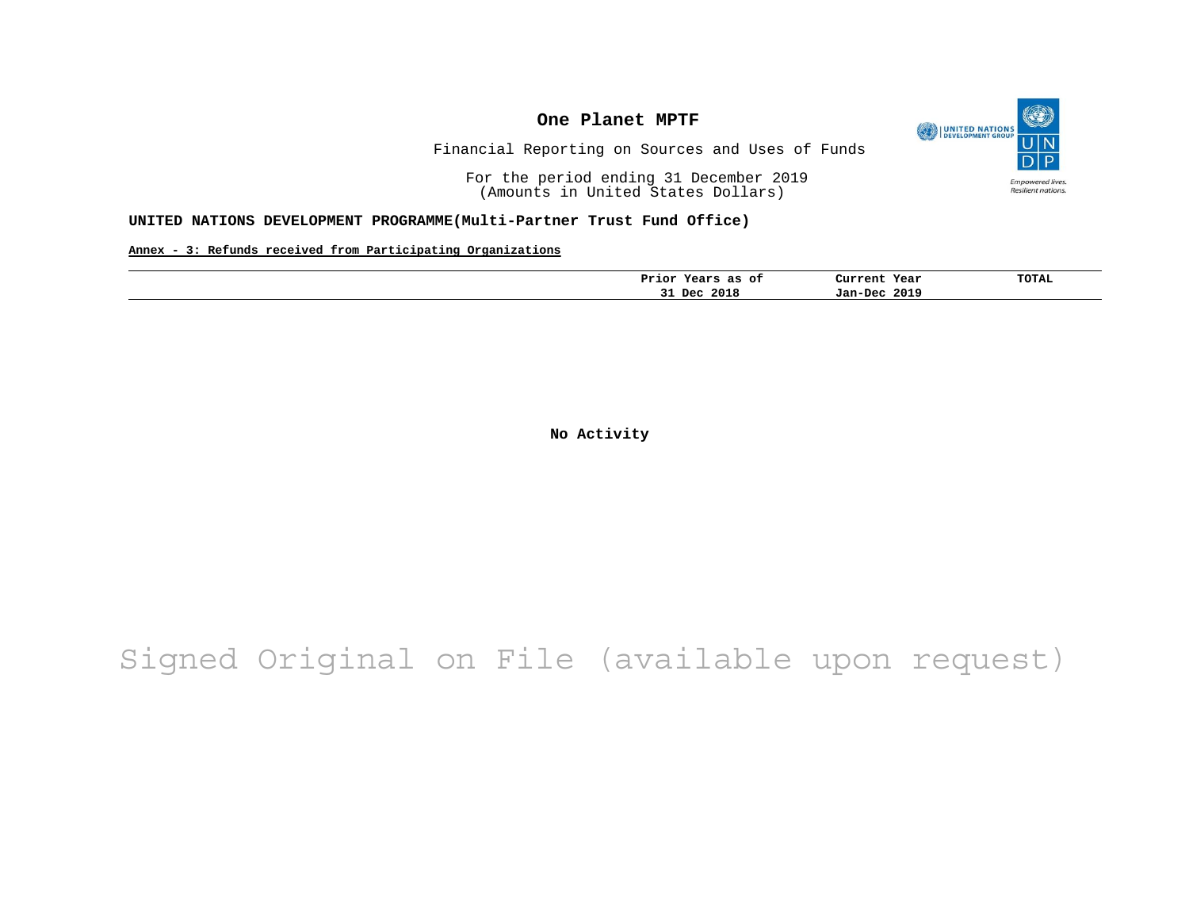# One Planet MPTF

Financial Reporting on Sources and Uses of Funds

For the period ending 31 December 2019
(Amounts in United States Dollars)

**UNITED NATIONS DEVELOPMENT PROGRAMME(Multi-Partner Trust Fund Office)**

**Annex - 3: Refunds received from Participating Organizations**

| | Prior Years as of 31 Dec 2018 | Current Year Jan-Dec 2019 | TOTAL |
|---|---|---|---|

**No Activity**

Signed Original on File (available upon request)